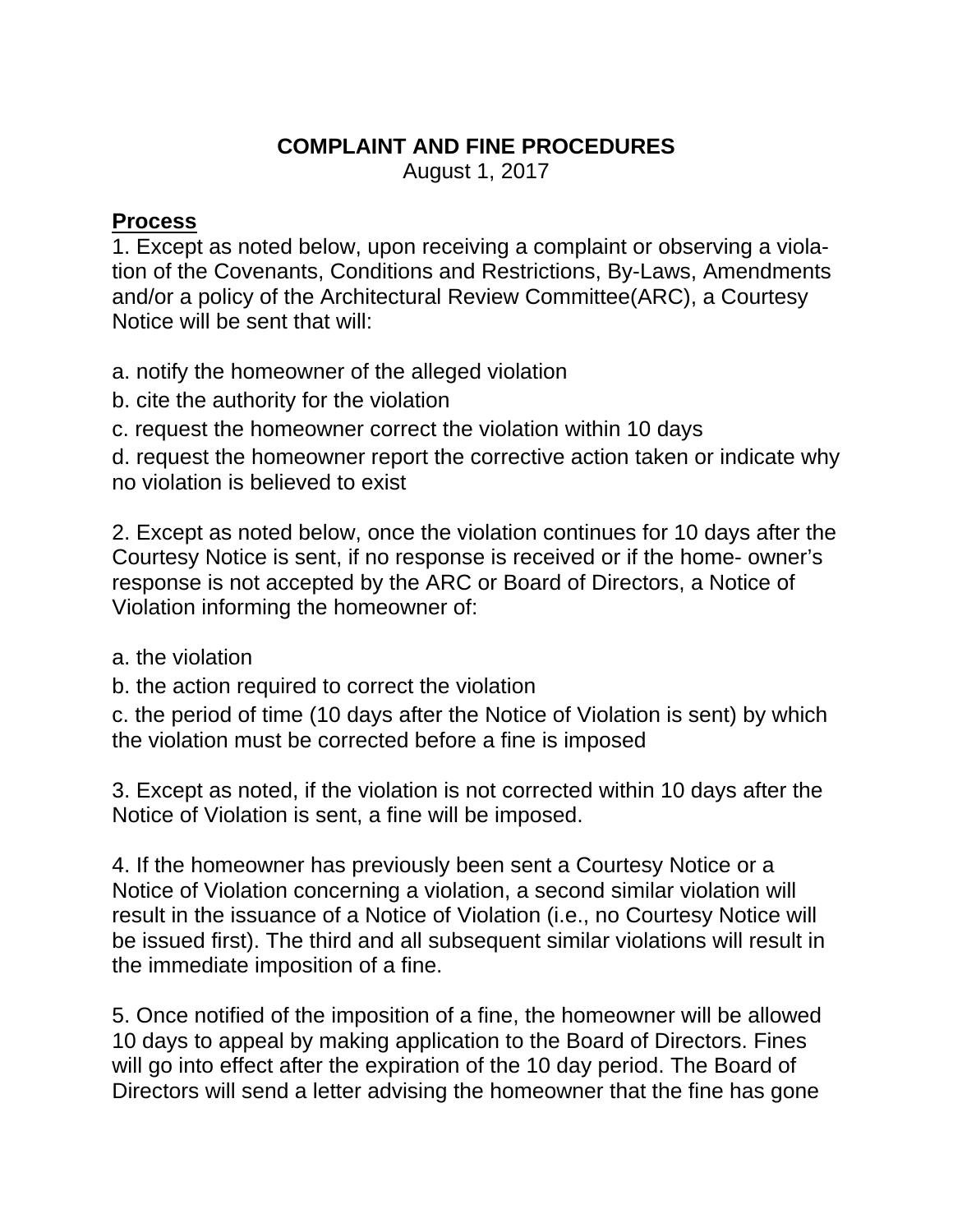# COMPLAINT AND FINE PROCEDURES

August 1, 2017

## Process

1. Except as noted below, upon receiving a complaint or observing a violation of the Covenants, Conditions and Restrictions, By-Laws, Amendments and/or a policy of the Architectural Review Committee(ARC), a Courtesy Notice will be sent that will:

a. notify the homeowner of the alleged violation

b. cite the authority for the violation

c. request the homeowner correct the violation within 10 days

d. request the homeowner report the corrective action taken or indicate why no violation is believed to exist

2. Except as noted below, once the violation continues for 10 days after the Courtesy Notice is sent, if no response is received or if the home- owner's response is not accepted by the ARC or Board of Directors, a Notice of Violation informing the homeowner of:

a. the violation

b. the action required to correct the violation

c. the period of time (10 days after the Notice of Violation is sent) by which the violation must be corrected before a fine is imposed

3. Except as noted, if the violation is not corrected within 10 days after the Notice of Violation is sent, a fine will be imposed.

4. If the homeowner has previously been sent a Courtesy Notice or a Notice of Violation concerning a violation, a second similar violation will result in the issuance of a Notice of Violation (i.e., no Courtesy Notice will be issued first). The third and all subsequent similar violations will result in the immediate imposition of a fine.

5. Once notified of the imposition of a fine, the homeowner will be allowed 10 days to appeal by making application to the Board of Directors. Fines will go into effect after the expiration of the 10 day period. The Board of Directors will send a letter advising the homeowner that the fine has gone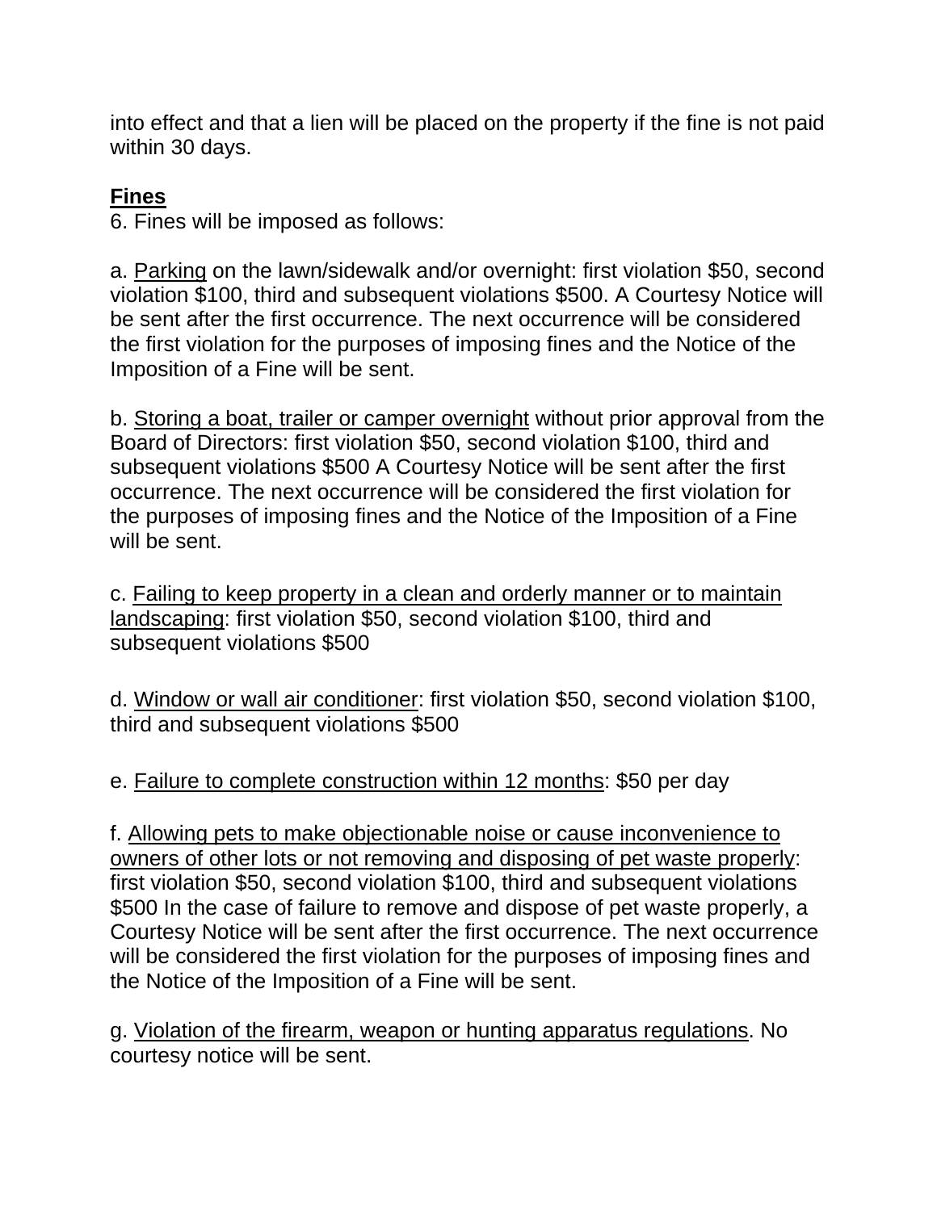into effect and that a lien will be placed on the property if the fine is not paid within 30 days.

**<u>Fines</u>**

6. Fines will be imposed as follows:

a. <u>Parking</u> on the lawn/sidewalk and/or overnight: first violation $50, second violation $100, third and subsequent violations $500. A Courtesy Notice will be sent after the first occurrence. The next occurrence will be considered the first violation for the purposes of imposing fines and the Notice of the Imposition of a Fine will be sent.

b. <u>Storing a boat, trailer or camper overnight</u> without prior approval from the Board of Directors: first violation $50, second violation $100, third and subsequent violations $500 A Courtesy Notice will be sent after the first occurrence. The next occurrence will be considered the first violation for the purposes of imposing fines and the Notice of the Imposition of a Fine will be sent.

c. <u>Failing to keep property in a clean and orderly manner or to maintain landscaping</u>: first violation $50, second violation $100, third and subsequent violations $500

d. <u>Window or wall air conditioner</u>: first violation $50, second violation $100, third and subsequent violations $500

e. <u>Failure to complete construction within 12 months</u>: $50 per day

f. <u>Allowing pets to make objectionable noise or cause inconvenience to owners of other lots or not removing and disposing of pet waste properly</u>: first violation $50, second violation $100, third and subsequent violations $500 In the case of failure to remove and dispose of pet waste properly, a Courtesy Notice will be sent after the first occurrence. The next occurrence will be considered the first violation for the purposes of imposing fines and the Notice of the Imposition of a Fine will be sent.

g. <u>Violation of the firearm, weapon or hunting apparatus regulations</u>. No courtesy notice will be sent.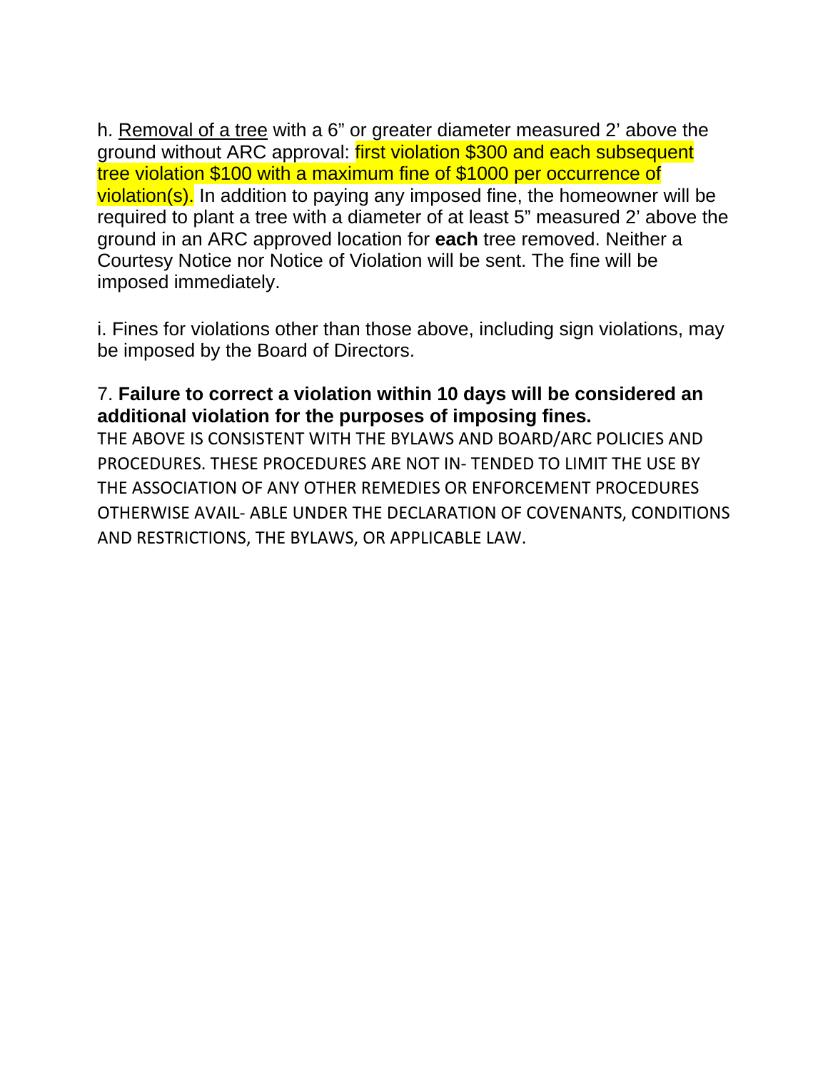h. Removal of a tree with a 6” or greater diameter measured 2’ above the ground without ARC approval: first violation $300 and each subsequent tree violation $100 with a maximum fine of $1000 per occurrence of violation(s). In addition to paying any imposed fine, the homeowner will be required to plant a tree with a diameter of at least 5” measured 2’ above the ground in an ARC approved location for **each** tree removed. Neither a Courtesy Notice nor Notice of Violation will be sent. The fine will be imposed immediately.

i. Fines for violations other than those above, including sign violations, may be imposed by the Board of Directors.

7. **Failure to correct a violation within 10 days will be considered an additional violation for the purposes of imposing fines.**

THE ABOVE IS CONSISTENT WITH THE BYLAWS AND BOARD/ARC POLICIES AND PROCEDURES. THESE PROCEDURES ARE NOT IN- TENDED TO LIMIT THE USE BY THE ASSOCIATION OF ANY OTHER REMEDIES OR ENFORCEMENT PROCEDURES OTHERWISE AVAIL- ABLE UNDER THE DECLARATION OF COVENANTS, CONDITIONS AND RESTRICTIONS, THE BYLAWS, OR APPLICABLE LAW.